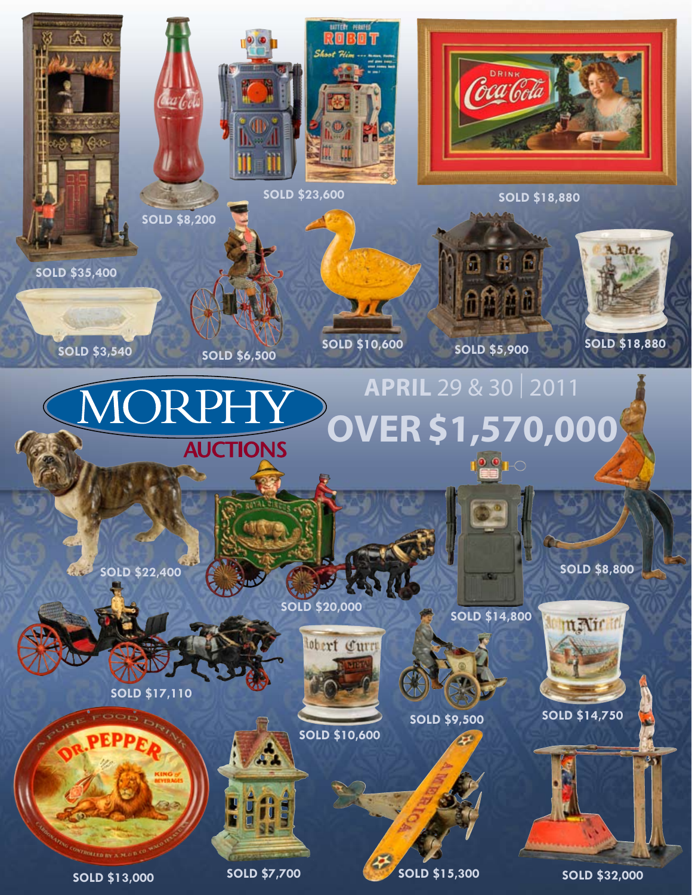SOLD $35,400

SOLD $8,200

SOLD $23,600

SOLD $18,880

SOLD $3,540

SOLD $6,500

SOLD $10,600

SOLD $5,900

SOLD $18,880

# MORPHY AUCTIONS

## APRIL 29 & 30 | 2011

## OVER $1,570,000

SOLD $22,400

SOLD $20,000

SOLD $14,800

SOLD $8,800

SOLD $17,110

SOLD $10,600

SOLD $9,500

SOLD $14,750

SOLD $13,000

SOLD $7,700

SOLD $15,300

SOLD $32,000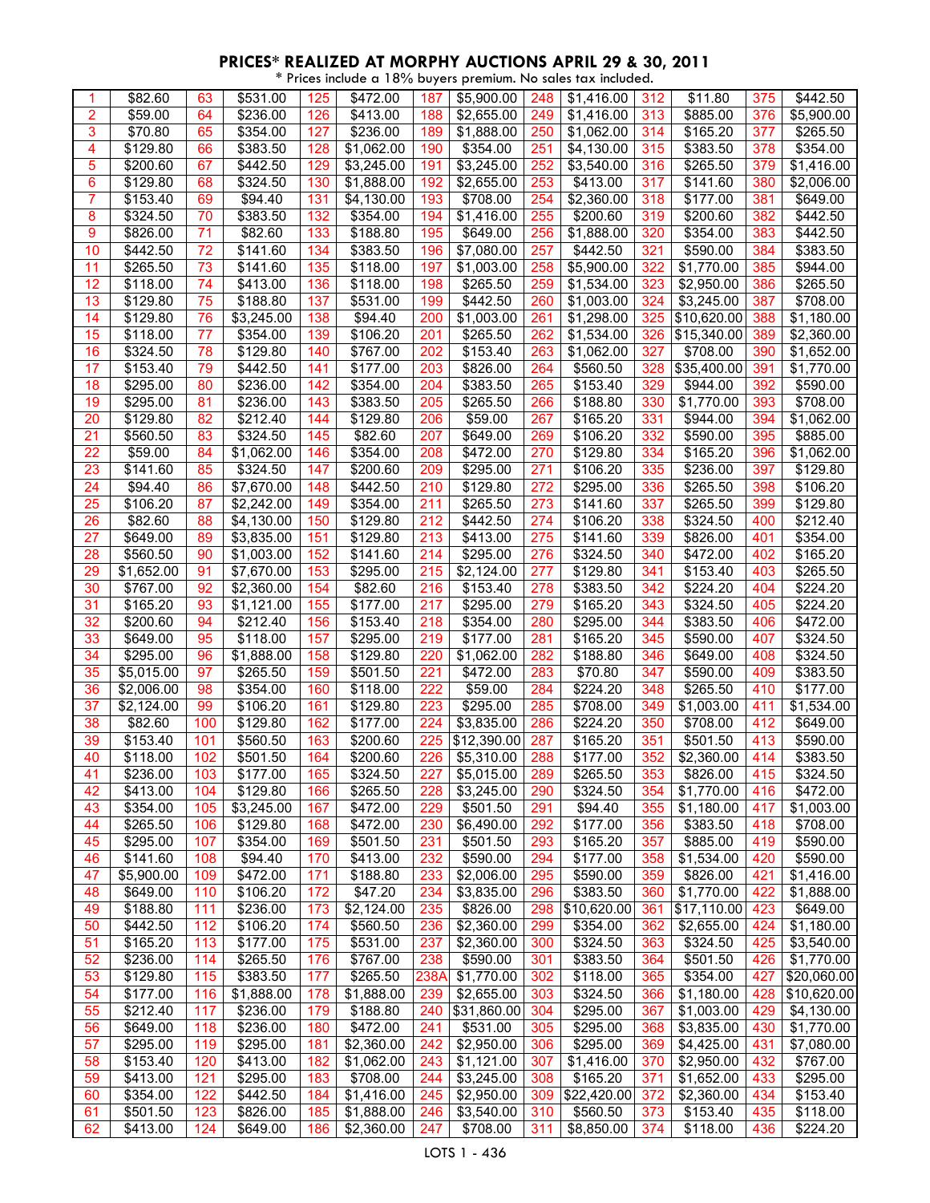## PRICES* REALIZED AT MORPHY AUCTIONS APRIL 29 & 30, 2011

\* Prices include a 18% buyers premium. No sales tax included.

| Lot | Price | Lot | Price | Lot | Price | Lot | Price | Lot | Price | Lot | Price | Lot | Price |
|---|---|---|---|---|---|---|---|---|---|---|---|---|---|
| 1 | $82.60 | 63 | $531.00 | 125 | $472.00 | 187 | $5,900.00 | 248 | $1,416.00 | 312 | $11.80 | 375 | $442.50 |
| 2 | $59.00 | 64 | $236.00 | 126 | $413.00 | 188 | $2,655.00 | 249 | $1,416.00 | 313 | $885.00 | 376 | $5,900.00 |
| 3 | $70.80 | 65 | $354.00 | 127 | $236.00 | 189 | $1,888.00 | 250 | $1,062.00 | 314 | $165.20 | 377 | $265.50 |
| 4 | $129.80 | 66 | $383.50 | 128 | $1,062.00 | 190 | $354.00 | 251 | $4,130.00 | 315 | $383.50 | 378 | $354.00 |
| 5 | $200.60 | 67 | $442.50 | 129 | $3,245.00 | 191 | $3,245.00 | 252 | $3,540.00 | 316 | $265.50 | 379 | $1,416.00 |
| 6 | $129.80 | 68 | $324.50 | 130 | $1,888.00 | 192 | $2,655.00 | 253 | $413.00 | 317 | $141.60 | 380 | $2,006.00 |
| 7 | $153.40 | 69 | $94.40 | 131 | $4,130.00 | 193 | $708.00 | 254 | $2,360.00 | 318 | $177.00 | 381 | $649.00 |
| 8 | $324.50 | 70 | $383.50 | 132 | $354.00 | 194 | $1,416.00 | 255 | $200.60 | 319 | $200.60 | 382 | $442.50 |
| 9 | $826.00 | 71 | $82.60 | 133 | $188.80 | 195 | $649.00 | 256 | $1,888.00 | 320 | $354.00 | 383 | $442.50 |
| 10 | $442.50 | 72 | $141.60 | 134 | $383.50 | 196 | $7,080.00 | 257 | $442.50 | 321 | $590.00 | 384 | $383.50 |
| 11 | $265.50 | 73 | $141.60 | 135 | $118.00 | 197 | $1,003.00 | 258 | $5,900.00 | 322 | $1,770.00 | 385 | $944.00 |
| 12 | $118.00 | 74 | $413.00 | 136 | $118.00 | 198 | $265.50 | 259 | $1,534.00 | 323 | $2,950.00 | 386 | $265.50 |
| 13 | $129.80 | 75 | $188.80 | 137 | $531.00 | 199 | $442.50 | 260 | $1,003.00 | 324 | $3,245.00 | 387 | $708.00 |
| 14 | $129.80 | 76 | $3,245.00 | 138 | $94.40 | 200 | $1,003.00 | 261 | $1,298.00 | 325 | $10,620.00 | 388 | $1,180.00 |
| 15 | $118.00 | 77 | $354.00 | 139 | $106.20 | 201 | $265.50 | 262 | $1,534.00 | 326 | $15,340.00 | 389 | $2,360.00 |
| 16 | $324.50 | 78 | $129.80 | 140 | $767.00 | 202 | $153.40 | 263 | $1,062.00 | 327 | $708.00 | 390 | $1,652.00 |
| 17 | $153.40 | 79 | $442.50 | 141 | $177.00 | 203 | $826.00 | 264 | $560.50 | 328 | $35,400.00 | 391 | $1,770.00 |
| 18 | $295.00 | 80 | $236.00 | 142 | $354.00 | 204 | $383.50 | 265 | $153.40 | 329 | $944.00 | 392 | $590.00 |
| 19 | $295.00 | 81 | $236.00 | 143 | $383.50 | 205 | $265.50 | 266 | $188.80 | 330 | $1,770.00 | 393 | $708.00 |
| 20 | $129.80 | 82 | $212.40 | 144 | $129.80 | 206 | $59.00 | 267 | $165.20 | 331 | $944.00 | 394 | $1,062.00 |
| 21 | $560.50 | 83 | $324.50 | 145 | $82.60 | 207 | $649.00 | 269 | $106.20 | 332 | $590.00 | 395 | $885.00 |
| 22 | $59.00 | 84 | $1,062.00 | 146 | $354.00 | 208 | $472.00 | 270 | $129.80 | 334 | $165.20 | 396 | $1,062.00 |
| 23 | $141.60 | 85 | $324.50 | 147 | $200.60 | 209 | $295.00 | 271 | $106.20 | 335 | $236.00 | 397 | $129.80 |
| 24 | $94.40 | 86 | $7,670.00 | 148 | $442.50 | 210 | $129.80 | 272 | $295.00 | 336 | $265.50 | 398 | $106.20 |
| 25 | $106.20 | 87 | $2,242.00 | 149 | $354.00 | 211 | $265.50 | 273 | $141.60 | 337 | $265.50 | 399 | $129.80 |
| 26 | $82.60 | 88 | $4,130.00 | 150 | $129.80 | 212 | $442.50 | 274 | $106.20 | 338 | $324.50 | 400 | $212.40 |
| 27 | $649.00 | 89 | $3,835.00 | 151 | $129.80 | 213 | $413.00 | 275 | $141.60 | 339 | $826.00 | 401 | $354.00 |
| 28 | $560.50 | 90 | $1,003.00 | 152 | $141.60 | 214 | $295.00 | 276 | $324.50 | 340 | $472.00 | 402 | $165.20 |
| 29 | $1,652.00 | 91 | $7,670.00 | 153 | $295.00 | 215 | $2,124.00 | 277 | $129.80 | 341 | $153.40 | 403 | $265.50 |
| 30 | $767.00 | 92 | $2,360.00 | 154 | $82.60 | 216 | $153.40 | 278 | $383.50 | 342 | $224.20 | 404 | $224.20 |
| 31 | $165.20 | 93 | $1,121.00 | 155 | $177.00 | 217 | $295.00 | 279 | $165.20 | 343 | $324.50 | 405 | $224.20 |
| 32 | $200.60 | 94 | $212.40 | 156 | $153.40 | 218 | $354.00 | 280 | $295.00 | 344 | $383.50 | 406 | $472.00 |
| 33 | $649.00 | 95 | $118.00 | 157 | $295.00 | 219 | $177.00 | 281 | $165.20 | 345 | $590.00 | 407 | $324.50 |
| 34 | $295.00 | 96 | $1,888.00 | 158 | $129.80 | 220 | $1,062.00 | 282 | $188.80 | 346 | $649.00 | 408 | $324.50 |
| 35 | $5,015.00 | 97 | $265.50 | 159 | $501.50 | 221 | $472.00 | 283 | $70.80 | 347 | $590.00 | 409 | $383.50 |
| 36 | $2,006.00 | 98 | $354.00 | 160 | $118.00 | 222 | $59.00 | 284 | $224.20 | 348 | $265.50 | 410 | $177.00 |
| 37 | $2,124.00 | 99 | $106.20 | 161 | $129.80 | 223 | $295.00 | 285 | $708.00 | 349 | $1,003.00 | 411 | $1,534.00 |
| 38 | $82.60 | 100 | $129.80 | 162 | $177.00 | 224 | $3,835.00 | 286 | $224.20 | 350 | $708.00 | 412 | $649.00 |
| 39 | $153.40 | 101 | $560.50 | 163 | $200.60 | 225 | $12,390.00 | 287 | $165.20 | 351 | $501.50 | 413 | $590.00 |
| 40 | $118.00 | 102 | $501.50 | 164 | $200.60 | 226 | $5,310.00 | 288 | $177.00 | 352 | $2,360.00 | 414 | $383.50 |
| 41 | $236.00 | 103 | $177.00 | 165 | $324.50 | 227 | $5,015.00 | 289 | $265.50 | 353 | $826.00 | 415 | $324.50 |
| 42 | $413.00 | 104 | $129.80 | 166 | $265.50 | 228 | $3,245.00 | 290 | $324.50 | 354 | $1,770.00 | 416 | $472.00 |
| 43 | $354.00 | 105 | $3,245.00 | 167 | $472.00 | 229 | $501.50 | 291 | $94.40 | 355 | $1,180.00 | 417 | $1,003.00 |
| 44 | $265.50 | 106 | $129.80 | 168 | $472.00 | 230 | $6,490.00 | 292 | $177.00 | 356 | $383.50 | 418 | $708.00 |
| 45 | $295.00 | 107 | $354.00 | 169 | $501.50 | 231 | $501.50 | 293 | $165.20 | 357 | $885.00 | 419 | $590.00 |
| 46 | $141.60 | 108 | $94.40 | 170 | $413.00 | 232 | $590.00 | 294 | $177.00 | 358 | $1,534.00 | 420 | $590.00 |
| 47 | $5,900.00 | 109 | $472.00 | 171 | $188.80 | 233 | $2,006.00 | 295 | $590.00 | 359 | $826.00 | 421 | $1,416.00 |
| 48 | $649.00 | 110 | $106.20 | 172 | $47.20 | 234 | $3,835.00 | 296 | $383.50 | 360 | $1,770.00 | 422 | $1,888.00 |
| 49 | $188.80 | 111 | $236.00 | 173 | $2,124.00 | 235 | $826.00 | 298 | $10,620.00 | 361 | $17,110.00 | 423 | $649.00 |
| 50 | $442.50 | 112 | $106.20 | 174 | $560.50 | 236 | $2,360.00 | 299 | $354.00 | 362 | $2,655.00 | 424 | $1,180.00 |
| 51 | $165.20 | 113 | $177.00 | 175 | $531.00 | 237 | $2,360.00 | 300 | $324.50 | 363 | $324.50 | 425 | $3,540.00 |
| 52 | $236.00 | 114 | $265.50 | 176 | $767.00 | 238 | $590.00 | 301 | $383.50 | 364 | $501.50 | 426 | $1,770.00 |
| 53 | $129.80 | 115 | $383.50 | 177 | $265.50 | 238A | $1,770.00 | 302 | $118.00 | 365 | $354.00 | 427 | $20,060.00 |
| 54 | $177.00 | 116 | $1,888.00 | 178 | $1,888.00 | 239 | $2,655.00 | 303 | $324.50 | 366 | $1,180.00 | 428 | $10,620.00 |
| 55 | $212.40 | 117 | $236.00 | 179 | $188.80 | 240 | $31,860.00 | 304 | $295.00 | 367 | $1,003.00 | 429 | $4,130.00 |
| 56 | $649.00 | 118 | $236.00 | 180 | $472.00 | 241 | $531.00 | 305 | $295.00 | 368 | $3,835.00 | 430 | $1,770.00 |
| 57 | $295.00 | 119 | $295.00 | 181 | $2,360.00 | 242 | $2,950.00 | 306 | $295.00 | 369 | $4,425.00 | 431 | $7,080.00 |
| 58 | $153.40 | 120 | $413.00 | 182 | $1,062.00 | 243 | $1,121.00 | 307 | $1,416.00 | 370 | $2,950.00 | 432 | $767.00 |
| 59 | $413.00 | 121 | $295.00 | 183 | $708.00 | 244 | $3,245.00 | 308 | $165.20 | 371 | $1,652.00 | 433 | $295.00 |
| 60 | $354.00 | 122 | $442.50 | 184 | $1,416.00 | 245 | $2,950.00 | 309 | $22,420.00 | 372 | $2,360.00 | 434 | $153.40 |
| 61 | $501.50 | 123 | $826.00 | 185 | $1,888.00 | 246 | $3,540.00 | 310 | $560.50 | 373 | $153.40 | 435 | $118.00 |
| 62 | $413.00 | 124 | $649.00 | 186 | $2,360.00 | 247 | $708.00 | 311 | $8,850.00 | 374 | $118.00 | 436 | $224.20 |

LOTS 1 - 436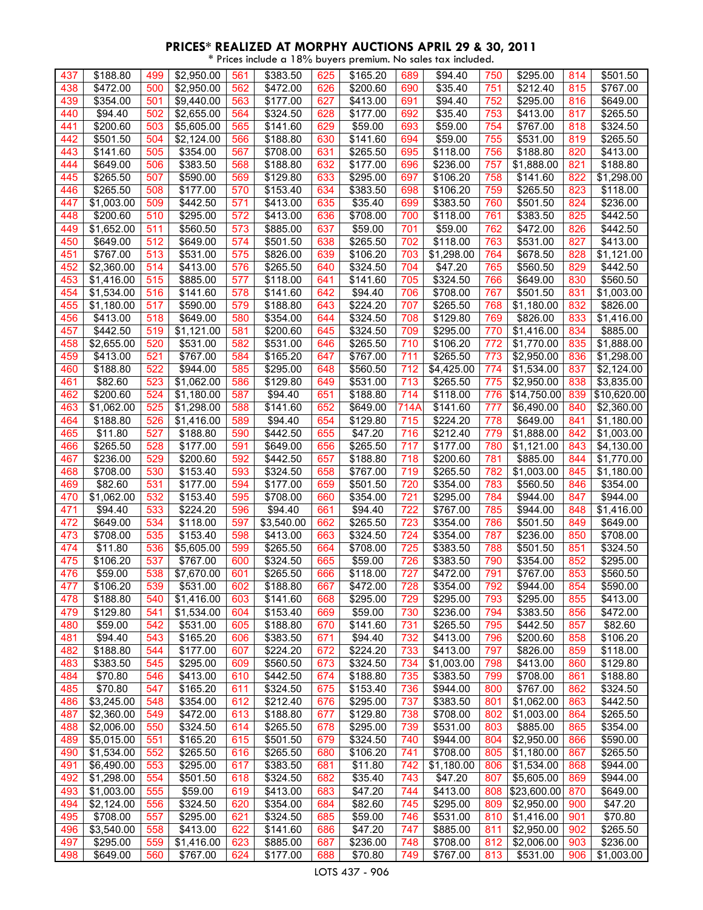## PRICES* REALIZED AT MORPHY AUCTIONS APRIL 29 & 30, 2011

\* Prices include a 18% buyers premium. No sales tax included.

| Lot | Price | Lot | Price | Lot | Price | Lot | Price | Lot | Price | Lot | Price | Lot | Price |
|---|---|---|---|---|---|---|---|---|---|---|---|---|---|
| 437 | $188.80 | 499 | $2,950.00 | 561 | $383.50 | 625 | $165.20 | 689 | $94.40 | 750 | $295.00 | 814 | $501.50 |
| 438 | $472.00 | 500 | $2,950.00 | 562 | $472.00 | 626 | $200.60 | 690 | $35.40 | 751 | $212.40 | 815 | $767.00 |
| 439 | $354.00 | 501 | $9,440.00 | 563 | $177.00 | 627 | $413.00 | 691 | $94.40 | 752 | $295.00 | 816 | $649.00 |
| 440 | $94.40 | 502 | $2,655.00 | 564 | $324.50 | 628 | $177.00 | 692 | $35.40 | 753 | $413.00 | 817 | $265.50 |
| 441 | $200.60 | 503 | $5,605.00 | 565 | $141.60 | 629 | $59.00 | 693 | $59.00 | 754 | $767.00 | 818 | $324.50 |
| 442 | $501.50 | 504 | $2,124.00 | 566 | $188.80 | 630 | $141.60 | 694 | $59.00 | 755 | $531.00 | 819 | $265.50 |
| 443 | $141.60 | 505 | $354.00 | 567 | $708.00 | 631 | $265.50 | 695 | $118.00 | 756 | $188.80 | 820 | $413.00 |
| 444 | $649.00 | 506 | $383.50 | 568 | $188.80 | 632 | $177.00 | 696 | $236.00 | 757 | $1,888.00 | 821 | $188.80 |
| 445 | $265.50 | 507 | $590.00 | 569 | $129.80 | 633 | $295.00 | 697 | $106.20 | 758 | $141.60 | 822 | $1,298.00 |
| 446 | $265.50 | 508 | $177.00 | 570 | $153.40 | 634 | $383.50 | 698 | $106.20 | 759 | $265.50 | 823 | $118.00 |
| 447 | $1,003.00 | 509 | $442.50 | 571 | $413.00 | 635 | $35.40 | 699 | $383.50 | 760 | $501.50 | 824 | $236.00 |
| 448 | $200.60 | 510 | $295.00 | 572 | $413.00 | 636 | $708.00 | 700 | $118.00 | 761 | $383.50 | 825 | $442.50 |
| 449 | $1,652.00 | 511 | $560.50 | 573 | $885.00 | 637 | $59.00 | 701 | $59.00 | 762 | $472.00 | 826 | $442.50 |
| 450 | $649.00 | 512 | $649.00 | 574 | $501.50 | 638 | $265.50 | 702 | $118.00 | 763 | $531.00 | 827 | $413.00 |
| 451 | $767.00 | 513 | $531.00 | 575 | $826.00 | 639 | $106.20 | 703 | $1,298.00 | 764 | $678.50 | 828 | $1,121.00 |
| 452 | $2,360.00 | 514 | $413.00 | 576 | $265.50 | 640 | $324.50 | 704 | $47.20 | 765 | $560.50 | 829 | $442.50 |
| 453 | $1,416.00 | 515 | $885.00 | 577 | $118.00 | 641 | $141.60 | 705 | $324.50 | 766 | $649.00 | 830 | $560.50 |
| 454 | $1,534.00 | 516 | $141.60 | 578 | $141.60 | 642 | $94.40 | 706 | $708.00 | 767 | $501.50 | 831 | $1,003.00 |
| 455 | $1,180.00 | 517 | $590.00 | 579 | $188.80 | 643 | $224.20 | 707 | $265.50 | 768 | $1,180.00 | 832 | $826.00 |
| 456 | $413.00 | 518 | $649.00 | 580 | $354.00 | 644 | $324.50 | 708 | $129.80 | 769 | $826.00 | 833 | $1,416.00 |
| 457 | $442.50 | 519 | $1,121.00 | 581 | $200.60 | 645 | $324.50 | 709 | $295.00 | 770 | $1,416.00 | 834 | $885.00 |
| 458 | $2,655.00 | 520 | $531.00 | 582 | $531.00 | 646 | $265.50 | 710 | $106.20 | 772 | $1,770.00 | 835 | $1,888.00 |
| 459 | $413.00 | 521 | $767.00 | 584 | $165.20 | 647 | $767.00 | 711 | $265.50 | 773 | $2,950.00 | 836 | $1,298.00 |
| 460 | $188.80 | 522 | $944.00 | 585 | $295.00 | 648 | $560.50 | 712 | $4,425.00 | 774 | $1,534.00 | 837 | $2,124.00 |
| 461 | $82.60 | 523 | $1,062.00 | 586 | $129.80 | 649 | $531.00 | 713 | $265.50 | 775 | $2,950.00 | 838 | $3,835.00 |
| 462 | $200.60 | 524 | $1,180.00 | 587 | $94.40 | 651 | $188.80 | 714 | $118.00 | 776 | $14,750.00 | 839 | $10,620.00 |
| 463 | $1,062.00 | 525 | $1,298.00 | 588 | $141.60 | 652 | $649.00 | 714A | $141.60 | 777 | $6,490.00 | 840 | $2,360.00 |
| 464 | $188.80 | 526 | $1,416.00 | 589 | $94.40 | 654 | $129.80 | 715 | $224.20 | 778 | $649.00 | 841 | $1,180.00 |
| 465 | $11.80 | 527 | $188.80 | 590 | $442.50 | 655 | $47.20 | 716 | $212.40 | 779 | $1,888.00 | 842 | $1,003.00 |
| 466 | $265.50 | 528 | $177.00 | 591 | $649.00 | 656 | $265.50 | 717 | $177.00 | 780 | $1,121.00 | 843 | $4,130.00 |
| 467 | $236.00 | 529 | $200.60 | 592 | $442.50 | 657 | $188.80 | 718 | $200.60 | 781 | $885.00 | 844 | $1,770.00 |
| 468 | $708.00 | 530 | $153.40 | 593 | $324.50 | 658 | $767.00 | 719 | $265.50 | 782 | $1,003.00 | 845 | $1,180.00 |
| 469 | $82.60 | 531 | $177.00 | 594 | $177.00 | 659 | $501.50 | 720 | $354.00 | 783 | $560.50 | 846 | $354.00 |
| 470 | $1,062.00 | 532 | $153.40 | 595 | $708.00 | 660 | $354.00 | 721 | $295.00 | 784 | $944.00 | 847 | $944.00 |
| 471 | $94.40 | 533 | $224.20 | 596 | $94.40 | 661 | $94.40 | 722 | $767.00 | 785 | $944.00 | 848 | $1,416.00 |
| 472 | $649.00 | 534 | $118.00 | 597 | $3,540.00 | 662 | $265.50 | 723 | $354.00 | 786 | $501.50 | 849 | $649.00 |
| 473 | $708.00 | 535 | $153.40 | 598 | $413.00 | 663 | $324.50 | 724 | $354.00 | 787 | $236.00 | 850 | $708.00 |
| 474 | $11.80 | 536 | $5,605.00 | 599 | $265.50 | 664 | $708.00 | 725 | $383.50 | 788 | $501.50 | 851 | $324.50 |
| 475 | $106.20 | 537 | $767.00 | 600 | $324.50 | 665 | $59.00 | 726 | $383.50 | 790 | $354.00 | 852 | $295.00 |
| 476 | $59.00 | 538 | $7,670.00 | 601 | $265.50 | 666 | $118.00 | 727 | $472.00 | 791 | $767.00 | 853 | $560.50 |
| 477 | $106.20 | 539 | $531.00 | 602 | $188.80 | 667 | $472.00 | 728 | $354.00 | 792 | $944.00 | 854 | $590.00 |
| 478 | $188.80 | 540 | $1,416.00 | 603 | $141.60 | 668 | $295.00 | 729 | $295.00 | 793 | $295.00 | 855 | $413.00 |
| 479 | $129.80 | 541 | $1,534.00 | 604 | $153.40 | 669 | $59.00 | 730 | $236.00 | 794 | $383.50 | 856 | $472.00 |
| 480 | $59.00 | 542 | $531.00 | 605 | $188.80 | 670 | $141.60 | 731 | $265.50 | 795 | $442.50 | 857 | $82.60 |
| 481 | $94.40 | 543 | $165.20 | 606 | $383.50 | 671 | $94.40 | 732 | $413.00 | 796 | $200.60 | 858 | $106.20 |
| 482 | $188.80 | 544 | $177.00 | 607 | $224.20 | 672 | $224.20 | 733 | $413.00 | 797 | $826.00 | 859 | $118.00 |
| 483 | $383.50 | 545 | $295.00 | 609 | $560.50 | 673 | $324.50 | 734 | $1,003.00 | 798 | $413.00 | 860 | $129.80 |
| 484 | $70.80 | 546 | $413.00 | 610 | $442.50 | 674 | $188.80 | 735 | $383.50 | 799 | $708.00 | 861 | $188.80 |
| 485 | $70.80 | 547 | $165.20 | 611 | $324.50 | 675 | $153.40 | 736 | $944.00 | 800 | $767.00 | 862 | $324.50 |
| 486 | $3,245.00 | 548 | $354.00 | 612 | $212.40 | 676 | $295.00 | 737 | $383.50 | 801 | $1,062.00 | 863 | $442.50 |
| 487 | $2,360.00 | 549 | $472.00 | 613 | $188.80 | 677 | $129.80 | 738 | $708.00 | 802 | $1,003.00 | 864 | $265.50 |
| 488 | $2,006.00 | 550 | $324.50 | 614 | $265.50 | 678 | $295.00 | 739 | $531.00 | 803 | $885.00 | 865 | $354.00 |
| 489 | $5,015.00 | 551 | $165.20 | 615 | $501.50 | 679 | $324.50 | 740 | $944.00 | 804 | $2,950.00 | 866 | $590.00 |
| 490 | $1,534.00 | 552 | $265.50 | 616 | $265.50 | 680 | $106.20 | 741 | $708.00 | 805 | $1,180.00 | 867 | $265.50 |
| 491 | $6,490.00 | 553 | $295.00 | 617 | $383.50 | 681 | $11.80 | 742 | $1,180.00 | 806 | $1,534.00 | 868 | $944.00 |
| 492 | $1,298.00 | 554 | $501.50 | 618 | $324.50 | 682 | $35.40 | 743 | $47.20 | 807 | $5,605.00 | 869 | $944.00 |
| 493 | $1,003.00 | 555 | $59.00 | 619 | $413.00 | 683 | $47.20 | 744 | $413.00 | 808 | $23,600.00 | 870 | $649.00 |
| 494 | $2,124.00 | 556 | $324.50 | 620 | $354.00 | 684 | $82.60 | 745 | $295.00 | 809 | $2,950.00 | 900 | $47.20 |
| 495 | $708.00 | 557 | $295.00 | 621 | $324.50 | 685 | $59.00 | 746 | $531.00 | 810 | $1,416.00 | 901 | $70.80 |
| 496 | $3,540.00 | 558 | $413.00 | 622 | $141.60 | 686 | $47.20 | 747 | $885.00 | 811 | $2,950.00 | 902 | $265.50 |
| 497 | $295.00 | 559 | $1,416.00 | 623 | $885.00 | 687 | $236.00 | 748 | $708.00 | 812 | $2,006.00 | 903 | $236.00 |
| 498 | $649.00 | 560 | $767.00 | 624 | $177.00 | 688 | $70.80 | 749 | $767.00 | 813 | $531.00 | 906 | $1,003.00 |

LOTS 437 - 906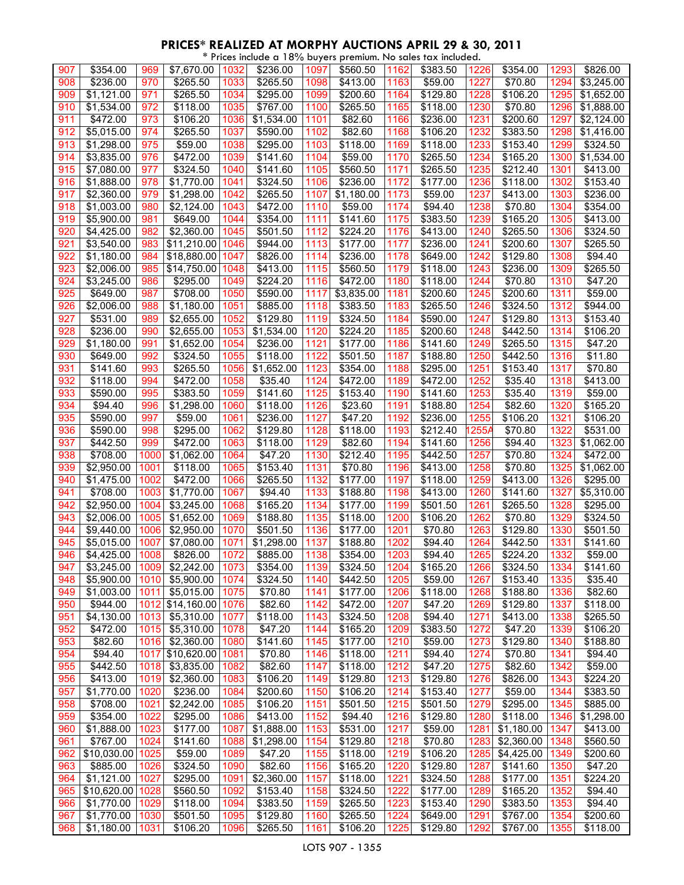# PRICES* REALIZED AT MORPHY AUCTIONS APRIL 29 & 30, 2011

\* Prices include a 18% buyers premium. No sales tax included.

| Lot | Price | Lot | Price | Lot | Price | Lot | Price | Lot | Price | Lot | Price | Lot | Price |
|---|---|---|---|---|---|---|---|---|---|---|---|---|---|
| 907 | $354.00 | 969 | $7,670.00 | 1032 | $236.00 | 1097 | $560.50 | 1162 | $383.50 | 1226 | $354.00 | 1293 | $826.00 |
| 908 | $236.00 | 970 | $265.50 | 1033 | $265.50 | 1098 | $413.00 | 1163 | $59.00 | 1227 | $70.80 | 1294 | $3,245.00 |
| 909 | $1,121.00 | 971 | $265.50 | 1034 | $295.00 | 1099 | $200.60 | 1164 | $129.80 | 1228 | $106.20 | 1295 | $1,652.00 |
| 910 | $1,534.00 | 972 | $118.00 | 1035 | $767.00 | 1100 | $265.50 | 1165 | $118.00 | 1230 | $70.80 | 1296 | $1,888.00 |
| 911 | $472.00 | 973 | $106.20 | 1036 | $1,534.00 | 1101 | $82.60 | 1166 | $236.00 | 1231 | $200.60 | 1297 | $2,124.00 |
| 912 | $5,015.00 | 974 | $265.50 | 1037 | $590.00 | 1102 | $82.60 | 1168 | $106.20 | 1232 | $383.50 | 1298 | $1,416.00 |
| 913 | $1,298.00 | 975 | $59.00 | 1038 | $295.00 | 1103 | $118.00 | 1169 | $118.00 | 1233 | $153.40 | 1299 | $324.50 |
| 914 | $3,835.00 | 976 | $472.00 | 1039 | $141.60 | 1104 | $59.00 | 1170 | $265.50 | 1234 | $165.20 | 1300 | $1,534.00 |
| 915 | $7,080.00 | 977 | $324.50 | 1040 | $141.60 | 1105 | $560.50 | 1171 | $265.50 | 1235 | $212.40 | 1301 | $413.00 |
| 916 | $1,888.00 | 978 | $1,770.00 | 1041 | $324.50 | 1106 | $236.00 | 1172 | $177.00 | 1236 | $118.00 | 1302 | $153.40 |
| 917 | $2,360.00 | 979 | $1,298.00 | 1042 | $265.50 | 1107 | $1,180.00 | 1173 | $59.00 | 1237 | $413.00 | 1303 | $236.00 |
| 918 | $1,003.00 | 980 | $2,124.00 | 1043 | $472.00 | 1110 | $59.00 | 1174 | $94.40 | 1238 | $70.80 | 1304 | $354.00 |
| 919 | $5,900.00 | 981 | $649.00 | 1044 | $354.00 | 1111 | $141.60 | 1175 | $383.50 | 1239 | $165.20 | 1305 | $413.00 |
| 920 | $4,425.00 | 982 | $2,360.00 | 1045 | $501.50 | 1112 | $224.20 | 1176 | $413.00 | 1240 | $265.50 | 1306 | $324.50 |
| 921 | $3,540.00 | 983 | $11,210.00 | 1046 | $944.00 | 1113 | $177.00 | 1177 | $236.00 | 1241 | $200.60 | 1307 | $265.50 |
| 922 | $1,180.00 | 984 | $18,880.00 | 1047 | $826.00 | 1114 | $236.00 | 1178 | $649.00 | 1242 | $129.80 | 1308 | $94.40 |
| 923 | $2,006.00 | 985 | $14,750.00 | 1048 | $413.00 | 1115 | $560.50 | 1179 | $118.00 | 1243 | $236.00 | 1309 | $265.50 |
| 924 | $3,245.00 | 986 | $295.00 | 1049 | $224.20 | 1116 | $472.00 | 1180 | $118.00 | 1244 | $70.80 | 1310 | $47.20 |
| 925 | $649.00 | 987 | $708.00 | 1050 | $590.00 | 1117 | $3,835.00 | 1181 | $200.60 | 1245 | $200.60 | 1311 | $59.00 |
| 926 | $2,006.00 | 988 | $1,180.00 | 1051 | $885.00 | 1118 | $383.50 | 1183 | $265.50 | 1246 | $324.50 | 1312 | $944.00 |
| 927 | $531.00 | 989 | $2,655.00 | 1052 | $129.80 | 1119 | $324.50 | 1184 | $590.00 | 1247 | $129.80 | 1313 | $153.40 |
| 928 | $236.00 | 990 | $2,655.00 | 1053 | $1,534.00 | 1120 | $224.20 | 1185 | $200.60 | 1248 | $442.50 | 1314 | $106.20 |
| 929 | $1,180.00 | 991 | $1,652.00 | 1054 | $236.00 | 1121 | $177.00 | 1186 | $141.60 | 1249 | $265.50 | 1315 | $47.20 |
| 930 | $649.00 | 992 | $324.50 | 1055 | $118.00 | 1122 | $501.50 | 1187 | $188.80 | 1250 | $442.50 | 1316 | $11.80 |
| 931 | $141.60 | 993 | $265.50 | 1056 | $1,652.00 | 1123 | $354.00 | 1188 | $295.00 | 1251 | $153.40 | 1317 | $70.80 |
| 932 | $118.00 | 994 | $472.00 | 1058 | $35.40 | 1124 | $472.00 | 1189 | $472.00 | 1252 | $35.40 | 1318 | $413.00 |
| 933 | $590.00 | 995 | $383.50 | 1059 | $141.60 | 1125 | $153.40 | 1190 | $141.60 | 1253 | $35.40 | 1319 | $59.00 |
| 934 | $94.40 | 996 | $1,298.00 | 1060 | $118.00 | 1126 | $23.60 | 1191 | $188.80 | 1254 | $82.60 | 1320 | $165.20 |
| 935 | $590.00 | 997 | $59.00 | 1061 | $236.00 | 1127 | $47.20 | 1192 | $236.00 | 1255 | $106.20 | 1321 | $106.20 |
| 936 | $590.00 | 998 | $295.00 | 1062 | $129.80 | 1128 | $118.00 | 1193 | $212.40 | 1255A | $70.80 | 1322 | $531.00 |
| 937 | $442.50 | 999 | $472.00 | 1063 | $118.00 | 1129 | $82.60 | 1194 | $141.60 | 1256 | $94.40 | 1323 | $1,062.00 |
| 938 | $708.00 | 1000 | $1,062.00 | 1064 | $47.20 | 1130 | $212.40 | 1195 | $442.50 | 1257 | $70.80 | 1324 | $472.00 |
| 939 | $2,950.00 | 1001 | $118.00 | 1065 | $153.40 | 1131 | $70.80 | 1196 | $413.00 | 1258 | $70.80 | 1325 | $1,062.00 |
| 940 | $1,475.00 | 1002 | $472.00 | 1066 | $265.50 | 1132 | $177.00 | 1197 | $118.00 | 1259 | $413.00 | 1326 | $295.00 |
| 941 | $708.00 | 1003 | $1,770.00 | 1067 | $94.40 | 1133 | $188.80 | 1198 | $413.00 | 1260 | $141.60 | 1327 | $5,310.00 |
| 942 | $2,950.00 | 1004 | $3,245.00 | 1068 | $165.20 | 1134 | $177.00 | 1199 | $501.50 | 1261 | $265.50 | 1328 | $295.00 |
| 943 | $2,006.00 | 1005 | $1,652.00 | 1069 | $188.80 | 1135 | $118.00 | 1200 | $106.20 | 1262 | $70.80 | 1329 | $324.50 |
| 944 | $9,440.00 | 1006 | $2,950.00 | 1070 | $501.50 | 1136 | $177.00 | 1201 | $70.80 | 1263 | $129.80 | 1330 | $501.50 |
| 945 | $5,015.00 | 1007 | $7,080.00 | 1071 | $1,298.00 | 1137 | $188.80 | 1202 | $94.40 | 1264 | $442.50 | 1331 | $141.60 |
| 946 | $4,425.00 | 1008 | $826.00 | 1072 | $885.00 | 1138 | $354.00 | 1203 | $94.40 | 1265 | $224.20 | 1332 | $59.00 |
| 947 | $3,245.00 | 1009 | $2,242.00 | 1073 | $354.00 | 1139 | $324.50 | 1204 | $165.20 | 1266 | $324.50 | 1334 | $141.60 |
| 948 | $5,900.00 | 1010 | $5,900.00 | 1074 | $324.50 | 1140 | $442.50 | 1205 | $59.00 | 1267 | $153.40 | 1335 | $35.40 |
| 949 | $1,003.00 | 1011 | $5,015.00 | 1075 | $70.80 | 1141 | $177.00 | 1206 | $118.00 | 1268 | $188.80 | 1336 | $82.60 |
| 950 | $944.00 | 1012 | $14,160.00 | 1076 | $82.60 | 1142 | $472.00 | 1207 | $47.20 | 1269 | $129.80 | 1337 | $118.00 |
| 951 | $4,130.00 | 1013 | $5,310.00 | 1077 | $118.00 | 1143 | $324.50 | 1208 | $94.40 | 1271 | $413.00 | 1338 | $265.50 |
| 952 | $472.00 | 1015 | $5,310.00 | 1078 | $47.20 | 1144 | $165.20 | 1209 | $383.50 | 1272 | $47.20 | 1339 | $106.20 |
| 953 | $82.60 | 1016 | $2,360.00 | 1080 | $141.60 | 1145 | $177.00 | 1210 | $59.00 | 1273 | $129.80 | 1340 | $188.80 |
| 954 | $94.40 | 1017 | $10,620.00 | 1081 | $70.80 | 1146 | $118.00 | 1211 | $94.40 | 1274 | $70.80 | 1341 | $94.40 |
| 955 | $442.50 | 1018 | $3,835.00 | 1082 | $82.60 | 1147 | $118.00 | 1212 | $47.20 | 1275 | $82.60 | 1342 | $59.00 |
| 956 | $413.00 | 1019 | $2,360.00 | 1083 | $106.20 | 1149 | $129.80 | 1213 | $129.80 | 1276 | $826.00 | 1343 | $224.20 |
| 957 | $1,770.00 | 1020 | $236.00 | 1084 | $200.60 | 1150 | $106.20 | 1214 | $153.40 | 1277 | $59.00 | 1344 | $383.50 |
| 958 | $708.00 | 1021 | $2,242.00 | 1085 | $106.20 | 1151 | $501.50 | 1215 | $501.50 | 1279 | $295.00 | 1345 | $885.00 |
| 959 | $354.00 | 1022 | $295.00 | 1086 | $413.00 | 1152 | $94.40 | 1216 | $129.80 | 1280 | $118.00 | 1346 | $1,298.00 |
| 960 | $1,888.00 | 1023 | $177.00 | 1087 | $1,888.00 | 1153 | $531.00 | 1217 | $59.00 | 1281 | $1,180.00 | 1347 | $413.00 |
| 961 | $767.00 | 1024 | $141.60 | 1088 | $1,298.00 | 1154 | $129.80 | 1218 | $70.80 | 1283 | $2,360.00 | 1348 | $560.50 |
| 962 | $10,030.00 | 1025 | $59.00 | 1089 | $47.20 | 1155 | $118.00 | 1219 | $106.20 | 1285 | $4,425.00 | 1349 | $200.60 |
| 963 | $885.00 | 1026 | $324.50 | 1090 | $82.60 | 1156 | $165.20 | 1220 | $129.80 | 1287 | $141.60 | 1350 | $47.20 |
| 964 | $1,121.00 | 1027 | $295.00 | 1091 | $2,360.00 | 1157 | $118.00 | 1221 | $324.50 | 1288 | $177.00 | 1351 | $224.20 |
| 965 | $10,620.00 | 1028 | $560.50 | 1092 | $153.40 | 1158 | $324.50 | 1222 | $177.00 | 1289 | $165.20 | 1352 | $94.40 |
| 966 | $1,770.00 | 1029 | $118.00 | 1094 | $383.50 | 1159 | $265.50 | 1223 | $153.40 | 1290 | $383.50 | 1353 | $94.40 |
| 967 | $1,770.00 | 1030 | $501.50 | 1095 | $129.80 | 1160 | $265.50 | 1224 | $649.00 | 1291 | $767.00 | 1354 | $200.60 |
| 968 | $1,180.00 | 1031 | $106.20 | 1096 | $265.50 | 1161 | $106.20 | 1225 | $129.80 | 1292 | $767.00 | 1355 | $118.00 |

LOTS 907 - 1355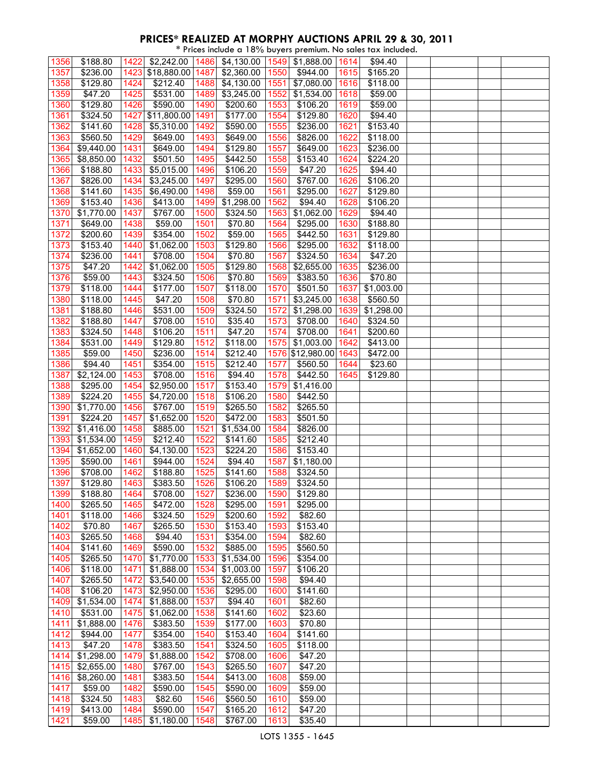# PRICES* REALIZED AT MORPHY AUCTIONS APRIL 29 & 30, 2011

\* Prices include a 18% buyers premium. No sales tax included.

| | | | | | | | | | | | | | | | |
|---|---|---|---|---|---|---|---|---|---|---|---|---|---|---|---|
| 1356 | $188.80 | 1422 | $2,242.00 | 1486 | $4,130.00 | 1549 | $1,888.00 | 1614 | $94.40 | | | | | | |
| 1357 | $236.00 | 1423 | $18,880.00 | 1487 | $2,360.00 | 1550 | $944.00 | 1615 | $165.20 | | | | | | |
| 1358 | $129.80 | 1424 | $212.40 | 1488 | $4,130.00 | 1551 | $7,080.00 | 1616 | $118.00 | | | | | | |
| 1359 | $47.20 | 1425 | $531.00 | 1489 | $3,245.00 | 1552 | $1,534.00 | 1618 | $59.00 | | | | | | |
| 1360 | $129.80 | 1426 | $590.00 | 1490 | $200.60 | 1553 | $106.20 | 1619 | $59.00 | | | | | | |
| 1361 | $324.50 | 1427 | $11,800.00 | 1491 | $177.00 | 1554 | $129.80 | 1620 | $94.40 | | | | | | |
| 1362 | $141.60 | 1428 | $5,310.00 | 1492 | $590.00 | 1555 | $236.00 | 1621 | $153.40 | | | | | | |
| 1363 | $560.50 | 1429 | $649.00 | 1493 | $649.00 | 1556 | $826.00 | 1622 | $118.00 | | | | | | |
| 1364 | $9,440.00 | 1431 | $649.00 | 1494 | $129.80 | 1557 | $649.00 | 1623 | $236.00 | | | | | | |
| 1365 | $8,850.00 | 1432 | $501.50 | 1495 | $442.50 | 1558 | $153.40 | 1624 | $224.20 | | | | | | |
| 1366 | $188.80 | 1433 | $5,015.00 | 1496 | $106.20 | 1559 | $47.20 | 1625 | $94.40 | | | | | | |
| 1367 | $826.00 | 1434 | $3,245.00 | 1497 | $295.00 | 1560 | $767.00 | 1626 | $106.20 | | | | | | |
| 1368 | $141.60 | 1435 | $6,490.00 | 1498 | $59.00 | 1561 | $295.00 | 1627 | $129.80 | | | | | | |
| 1369 | $153.40 | 1436 | $413.00 | 1499 | $1,298.00 | 1562 | $94.40 | 1628 | $106.20 | | | | | | |
| 1370 | $1,770.00 | 1437 | $767.00 | 1500 | $324.50 | 1563 | $1,062.00 | 1629 | $94.40 | | | | | | |
| 1371 | $649.00 | 1438 | $59.00 | 1501 | $70.80 | 1564 | $295.00 | 1630 | $188.80 | | | | | | |
| 1372 | $200.60 | 1439 | $354.00 | 1502 | $59.00 | 1565 | $442.50 | 1631 | $129.80 | | | | | | |
| 1373 | $153.40 | 1440 | $1,062.00 | 1503 | $129.80 | 1566 | $295.00 | 1632 | $118.00 | | | | | | |
| 1374 | $236.00 | 1441 | $708.00 | 1504 | $70.80 | 1567 | $324.50 | 1634 | $47.20 | | | | | | |
| 1375 | $47.20 | 1442 | $1,062.00 | 1505 | $129.80 | 1568 | $2,655.00 | 1635 | $236.00 | | | | | | |
| 1376 | $59.00 | 1443 | $324.50 | 1506 | $70.80 | 1569 | $383.50 | 1636 | $70.80 | | | | | | |
| 1379 | $118.00 | 1444 | $177.00 | 1507 | $118.00 | 1570 | $501.50 | 1637 | $1,003.00 | | | | | | |
| 1380 | $118.00 | 1445 | $47.20 | 1508 | $70.80 | 1571 | $3,245.00 | 1638 | $560.50 | | | | | | |
| 1381 | $188.80 | 1446 | $531.00 | 1509 | $324.50 | 1572 | $1,298.00 | 1639 | $1,298.00 | | | | | | |
| 1382 | $188.80 | 1447 | $708.00 | 1510 | $35.40 | 1573 | $708.00 | 1640 | $324.50 | | | | | | |
| 1383 | $324.50 | 1448 | $106.20 | 1511 | $47.20 | 1574 | $708.00 | 1641 | $200.60 | | | | | | |
| 1384 | $531.00 | 1449 | $129.80 | 1512 | $118.00 | 1575 | $1,003.00 | 1642 | $413.00 | | | | | | |
| 1385 | $59.00 | 1450 | $236.00 | 1514 | $212.40 | 1576 | $12,980.00 | 1643 | $472.00 | | | | | | |
| 1386 | $94.40 | 1451 | $354.00 | 1515 | $212.40 | 1577 | $560.50 | 1644 | $23.60 | | | | | | |
| 1387 | $2,124.00 | 1453 | $708.00 | 1516 | $94.40 | 1578 | $442.50 | 1645 | $129.80 | | | | | | |
| 1388 | $295.00 | 1454 | $2,950.00 | 1517 | $153.40 | 1579 | $1,416.00 | | | | | | | | |
| 1389 | $224.20 | 1455 | $4,720.00 | 1518 | $106.20 | 1580 | $442.50 | | | | | | | | |
| 1390 | $1,770.00 | 1456 | $767.00 | 1519 | $265.50 | 1582 | $265.50 | | | | | | | | |
| 1391 | $224.20 | 1457 | $1,652.00 | 1520 | $472.00 | 1583 | $501.50 | | | | | | | | |
| 1392 | $1,416.00 | 1458 | $885.00 | 1521 | $1,534.00 | 1584 | $826.00 | | | | | | | | |
| 1393 | $1,534.00 | 1459 | $212.40 | 1522 | $141.60 | 1585 | $212.40 | | | | | | | | |
| 1394 | $1,652.00 | 1460 | $4,130.00 | 1523 | $224.20 | 1586 | $153.40 | | | | | | | | |
| 1395 | $590.00 | 1461 | $944.00 | 1524 | $94.40 | 1587 | $1,180.00 | | | | | | | | |
| 1396 | $708.00 | 1462 | $188.80 | 1525 | $141.60 | 1588 | $324.50 | | | | | | | | |
| 1397 | $129.80 | 1463 | $383.50 | 1526 | $106.20 | 1589 | $324.50 | | | | | | | | |
| 1399 | $188.80 | 1464 | $708.00 | 1527 | $236.00 | 1590 | $129.80 | | | | | | | | |
| 1400 | $265.50 | 1465 | $472.00 | 1528 | $295.00 | 1591 | $295.00 | | | | | | | | |
| 1401 | $118.00 | 1466 | $324.50 | 1529 | $200.60 | 1592 | $82.60 | | | | | | | | |
| 1402 | $70.80 | 1467 | $265.50 | 1530 | $153.40 | 1593 | $153.40 | | | | | | | | |
| 1403 | $265.50 | 1468 | $94.40 | 1531 | $354.00 | 1594 | $82.60 | | | | | | | | |
| 1404 | $141.60 | 1469 | $590.00 | 1532 | $885.00 | 1595 | $560.50 | | | | | | | | |
| 1405 | $265.50 | 1470 | $1,770.00 | 1533 | $1,534.00 | 1596 | $354.00 | | | | | | | | |
| 1406 | $118.00 | 1471 | $1,888.00 | 1534 | $1,003.00 | 1597 | $106.20 | | | | | | | | |
| 1407 | $265.50 | 1472 | $3,540.00 | 1535 | $2,655.00 | 1598 | $94.40 | | | | | | | | |
| 1408 | $106.20 | 1473 | $2,950.00 | 1536 | $295.00 | 1600 | $141.60 | | | | | | | | |
| 1409 | $1,534.00 | 1474 | $1,888.00 | 1537 | $94.40 | 1601 | $82.60 | | | | | | | | |
| 1410 | $531.00 | 1475 | $1,062.00 | 1538 | $141.60 | 1602 | $23.60 | | | | | | | | |
| 1411 | $1,888.00 | 1476 | $383.50 | 1539 | $177.00 | 1603 | $70.80 | | | | | | | | |
| 1412 | $944.00 | 1477 | $354.00 | 1540 | $153.40 | 1604 | $141.60 | | | | | | | | |
| 1413 | $47.20 | 1478 | $383.50 | 1541 | $324.50 | 1605 | $118.00 | | | | | | | | |
| 1414 | $1,298.00 | 1479 | $1,888.00 | 1542 | $708.00 | 1606 | $47.20 | | | | | | | | |
| 1415 | $2,655.00 | 1480 | $767.00 | 1543 | $265.50 | 1607 | $47.20 | | | | | | | | |
| 1416 | $8,260.00 | 1481 | $383.50 | 1544 | $413.00 | 1608 | $59.00 | | | | | | | | |
| 1417 | $59.00 | 1482 | $590.00 | 1545 | $590.00 | 1609 | $59.00 | | | | | | | | |
| 1418 | $324.50 | 1483 | $82.60 | 1546 | $560.50 | 1610 | $59.00 | | | | | | | | |
| 1419 | $413.00 | 1484 | $590.00 | 1547 | $165.20 | 1612 | $47.20 | | | | | | | | |
| 1421 | $59.00 | 1485 | $1,180.00 | 1548 | $767.00 | 1613 | $35.40 | | | | | | | | |

LOTS 1355 - 1645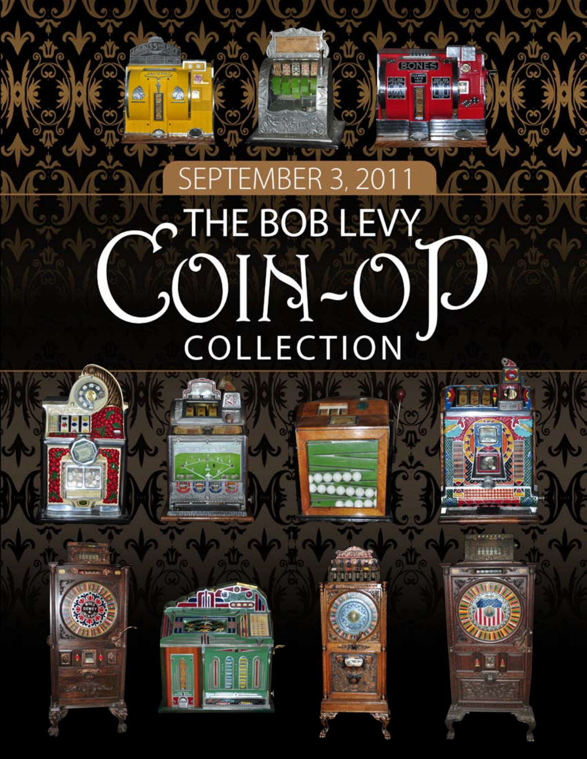SEPTEMBER 3, 2011

# THE BOB LEVY COIN-OP COLLECTION